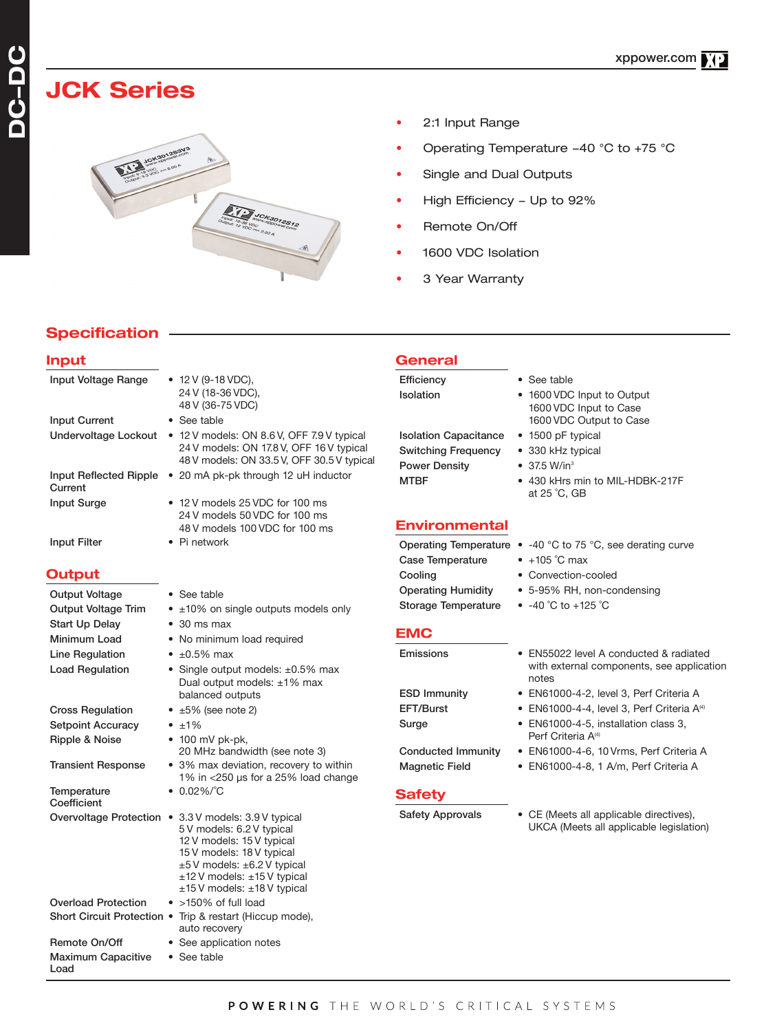# JCK Series

- 2:1 Input Range
- Operating Temperature –40 °C to +75 °C
- Single and Dual Outputs
- High Efficiency – Up to 92%
- Remote On/Off
- 1600 VDC Isolation
- 3 Year Warranty

## Specification

### Input

| | |
|---|---|
| Input Voltage Range | • 12 V (9-18 VDC), 24 V (18-36 VDC), 48 V (36-75 VDC) |
| Input Current | • See table |
| Undervoltage Lockout | • 12 V models: ON 8.6 V, OFF 7.9 V typical<br>24 V models: ON 17.8 V, OFF 16 V typical<br>48 V models: ON 33.5 V, OFF 30.5 V typical |
| Input Reflected Ripple Current | • 20 mA pk-pk through 12 uH inductor |
| Input Surge | • 12 V models 25 VDC for 100 ms<br>24 V models 50 VDC for 100 ms<br>48 V models 100 VDC for 100 ms |
| Input Filter | • Pi network |

### Output

| | |
|---|---|
| Output Voltage | • See table |
| Output Voltage Trim | • ±10% on single outputs models only |
| Start Up Delay | • 30 ms max |
| Minimum Load | • No minimum load required |
| Line Regulation | • ±0.5% max |
| Load Regulation | • Single output models: ±0.5% max<br>Dual output models: ±1% max balanced outputs |
| Cross Regulation | • ±5% (see note 2) |
| Setpoint Accuracy | • ±1% |
| Ripple & Noise | • 100 mV pk-pk, 20 MHz bandwidth (see note 3) |
| Transient Response | • 3% max deviation, recovery to within 1% in <250 µs for a 25% load change |
| Temperature Coefficient | • 0.02%/°C |
| Overvoltage Protection | • 3.3 V models: 3.9 V typical<br>5 V models: 6.2 V typical<br>12 V models: 15 V typical<br>15 V models: 18 V typical<br>±5 V models: ±6.2 V typical<br>±12 V models: ±15 V typical<br>±15 V models: ±18 V typical |
| Overload Protection | • >150% of full load |
| Short Circuit Protection | • Trip & restart (Hiccup mode), auto recovery |
| Remote On/Off | • See application notes |
| Maximum Capacitive Load | • See table |

### General

| | |
|---|---|
| Efficiency | • See table |
| Isolation | • 1600 VDC Input to Output<br>1600 VDC Input to Case<br>1600 VDC Output to Case |
| Isolation Capacitance | • 1500 pF typical |
| Switching Frequency | • 330 kHz typical |
| Power Density | • 37.5 W/in³ |
| MTBF | • 430 kHrs min to MIL-HDBK-217F at 25 °C, GB |

### Environmental

| | |
|---|---|
| Operating Temperature | • -40 °C to 75 °C, see derating curve |
| Case Temperature | • +105 °C max |
| Cooling | • Convection-cooled |
| Operating Humidity | • 5-95% RH, non-condensing |
| Storage Temperature | • -40 °C to +125 °C |

### EMC

| | |
|---|---|
| Emissions | • EN55022 level A conducted & radiated with external components, see application notes |
| ESD Immunity | • EN61000-4-2, level 3, Perf Criteria A |
| EFT/Burst | • EN61000-4-4, level 3, Perf Criteria A[4] |
| Surge | • EN61000-4-5, installation class 3, Perf Criteria A[4] |
| Conducted Immunity | • EN61000-4-6, 10 Vrms, Perf Criteria A |
| Magnetic Field | • EN61000-4-8, 1 A/m, Perf Criteria A |

### Safety

| | |
|---|---|
| Safety Approvals | • CE (Meets all applicable directives), UKCA (Meets all applicable legislation) |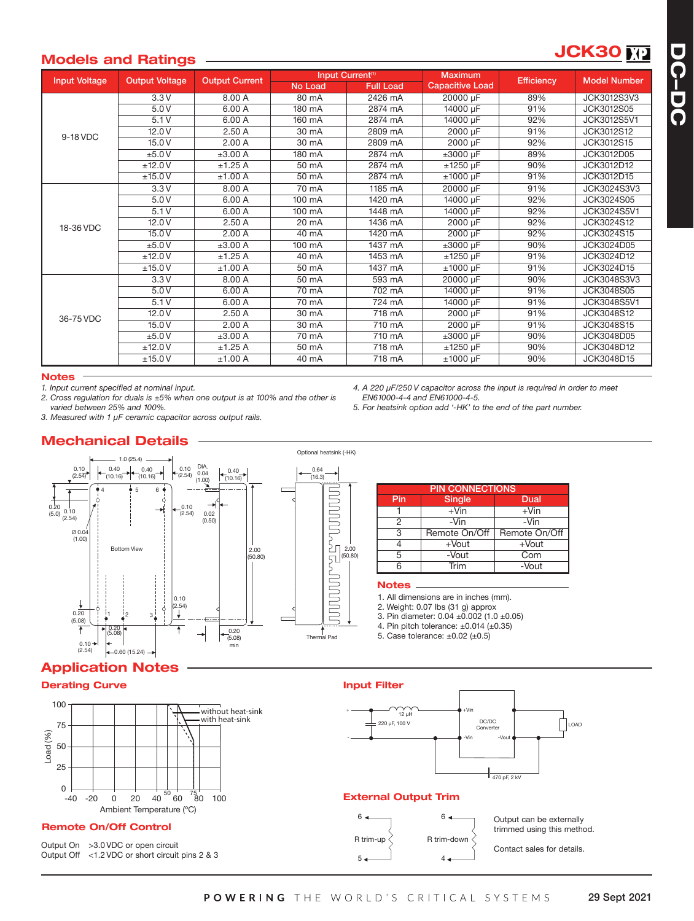## Models and Ratings

**JCK30 XP**

| Input Voltage | Output Voltage | Output Current | Input Current[1] | | Maximum Capacitive Load | Efficiency | Model Number |
|---|---|---|---|---|---|---|---|
| | | | No Load | Full Load | | | |
| 9-18 VDC | 3.3 V | 8.00 A | 80 mA | 2426 mA | 20000 µF | 89% | JCK3012S3V3 |
| | 5.0 V | 6.00 A | 180 mA | 2874 mA | 14000 µF | 91% | JCK3012S05 |
| | 5.1 V | 6.00 A | 160 mA | 2874 mA | 14000 µF | 92% | JCK3012S5V1 |
| | 12.0 V | 2.50 A | 30 mA | 2809 mA | 2000 µF | 91% | JCK3012S12 |
| | 15.0 V | 2.00 A | 30 mA | 2809 mA | 2000 µF | 92% | JCK3012S15 |
| | ±5.0 V | ±3.00 A | 180 mA | 2874 mA | ±3000 µF | 89% | JCK3012D05 |
| | ±12.0 V | ±1.25 A | 50 mA | 2874 mA | ±1250 µF | 90% | JCK3012D12 |
| | ±15.0 V | ±1.00 A | 50 mA | 2874 mA | ±1000 µF | 91% | JCK3012D15 |
| 18-36 VDC | 3.3 V | 8.00 A | 70 mA | 1185 mA | 20000 µF | 91% | JCK3024S3V3 |
| | 5.0 V | 6.00 A | 100 mA | 1420 mA | 14000 µF | 92% | JCK3024S05 |
| | 5.1 V | 6.00 A | 100 mA | 1448 mA | 14000 µF | 92% | JCK3024S5V1 |
| | 12.0 V | 2.50 A | 20 mA | 1436 mA | 2000 µF | 92% | JCK3024S12 |
| | 15.0 V | 2.00 A | 40 mA | 1420 mA | 2000 µF | 92% | JCK3024S15 |
| | ±5.0 V | ±3.00 A | 100 mA | 1437 mA | ±3000 µF | 90% | JCK3024D05 |
| | ±12.0 V | ±1.25 A | 40 mA | 1453 mA | ±1250 µF | 91% | JCK3024D12 |
| | ±15.0 V | ±1.00 A | 50 mA | 1437 mA | ±1000 µF | 91% | JCK3024D15 |
| 36-75 VDC | 3.3 V | 8.00 A | 50 mA | 593 mA | 20000 µF | 90% | JCK3048S3V3 |
| | 5.0 V | 6.00 A | 70 mA | 702 mA | 14000 µF | 91% | JCK3048S05 |
| | 5.1 V | 6.00 A | 70 mA | 724 mA | 14000 µF | 91% | JCK3048S5V1 |
| | 12.0 V | 2.50 A | 30 mA | 718 mA | 2000 µF | 91% | JCK3048S12 |
| | 15.0 V | 2.00 A | 30 mA | 710 mA | 2000 µF | 91% | JCK3048S15 |
| | ±5.0 V | ±3.00 A | 70 mA | 710 mA | ±3000 µF | 90% | JCK3048D05 |
| | ±12.0 V | ±1.25 A | 50 mA | 718 mA | ±1250 µF | 90% | JCK3048D12 |
| | ±15.0 V | ±1.00 A | 40 mA | 718 mA | ±1000 µF | 90% | JCK3048D15 |

### Notes

*1. Input current specified at nominal input.*
*2. Cross regulation for duals is ±5% when one output is at 100% and the other is varied between 25% and 100%.*
*3. Measured with 1 µF ceramic capacitor across output rails.*
*4. A 220 µF/250 V capacitor across the input is required in order to meet EN61000-4-4 and EN61000-4-5.*
*5. For heatsink option add '-HK' to the end of the part number.*

## Mechanical Details

1.0 (25.4)
0.10 (2.54) 0.40 (10.16) 0.40 (10.16) 0.10 (2.54) DIA. 0.04 (1.00) 0.40 (10.16)
0.20 (5.0) 0.10 (2.54) 0.10 (2.54) 0.02 (0.50)
Ø 0.04 (1.00)
Bottom View
2.00 (50.80)
0.20 (5.08) 0.10 (2.54) 0.20 (5.08) 0.20 (5.08) min
0.10 (2.54) 0.60 (15.24)
Optional heatsink (-HK)
0.64 (16.3)
2.00 (50.80)
Thermal Pad

| PIN CONNECTIONS | | |
|---|---|---|
| Pin | Single | Dual |
| 1 | +Vin | +Vin |
| 2 | -Vin | -Vin |
| 3 | Remote On/Off | Remote On/Off |
| 4 | +Vout | +Vout |
| 5 | -Vout | Com |
| 6 | Trim | -Vout |

### Notes

1. All dimensions are in inches (mm).
2. Weight: 0.07 lbs (31 g) approx
3. Pin diameter: 0.04 ±0.002 (1.0 ±0.05)
4. Pin pitch tolerance: ±0.014 (±0.35)
5. Case tolerance: ±0.02 (±0.5)

## Application Notes

### Derating Curve

Load (%)
100, 75, 50, 25, 0
-40 -20 0 20 40 50 60 75 80 100
Ambient Temperature (°C)
without heat-sink
with heat-sink

### Input Filter

\+ 12 µH
220 µF, 100 V
\- +Vin -Vin DC/DC Converter -Vout LOAD
470 pF, 2 kV

### Remote On/Off Control

Output On >3.0 VDC or open circuit
Output Off <1.2 VDC or short circuit pins 2 & 3

### External Output Trim

6 R trim-up 5
6 R trim-down 4

Output can be externally trimmed using this method.

Contact sales for details.

POWERING THE WORLD'S CRITICAL SYSTEMS 29 Sept 2021